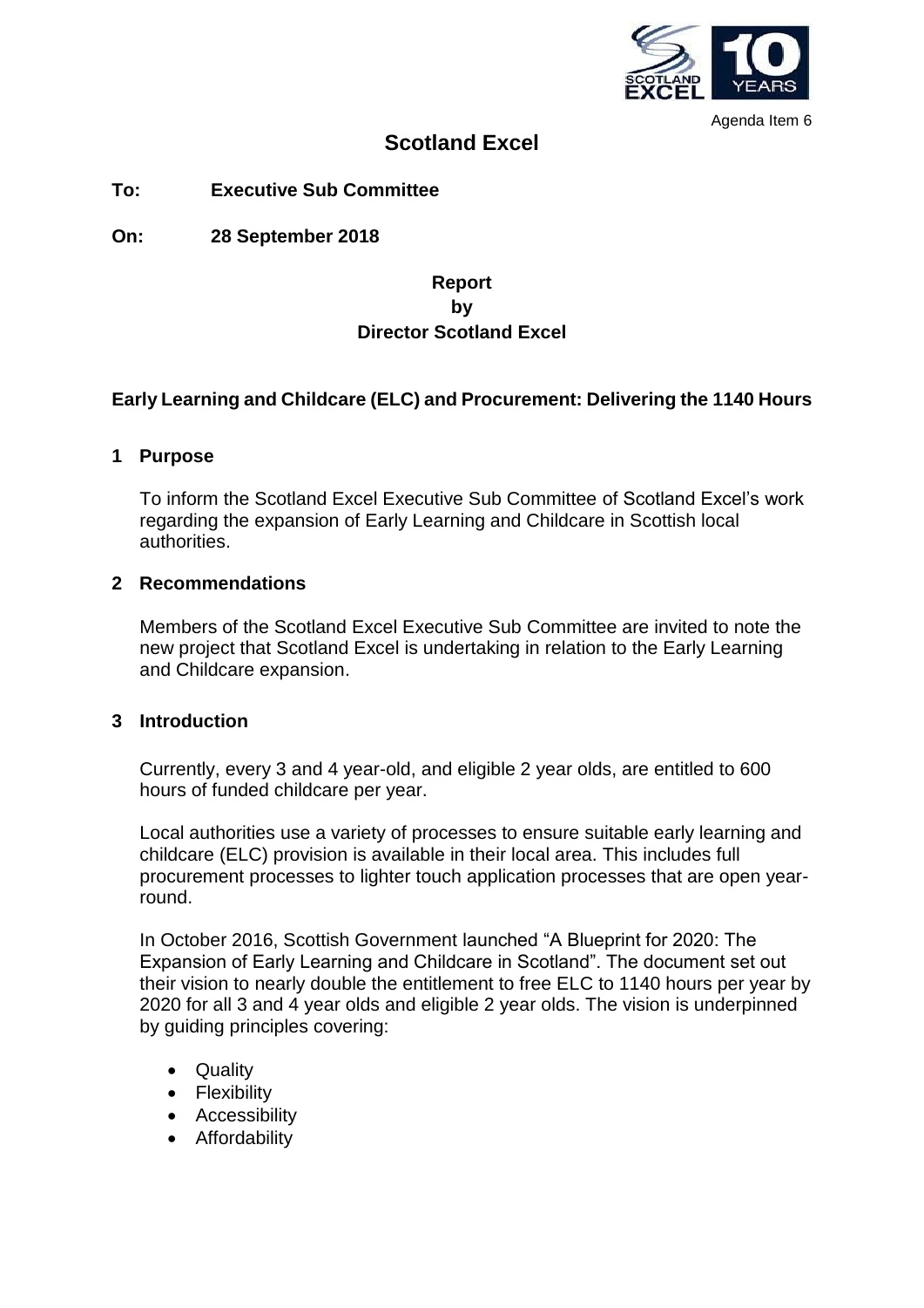Agenda Item 6

# Scotland Excel

**To:** **Executive Sub Committee**

**On:** **28 September 2018**

**Report**
**by**
**Director Scotland Excel**

## Early Learning and Childcare (ELC) and Procurement: Delivering the 1140 Hours

### 1 Purpose

To inform the Scotland Excel Executive Sub Committee of Scotland Excel's work regarding the expansion of Early Learning and Childcare in Scottish local authorities.

### 2 Recommendations

Members of the Scotland Excel Executive Sub Committee are invited to note the new project that Scotland Excel is undertaking in relation to the Early Learning and Childcare expansion.

### 3 Introduction

Currently, every 3 and 4 year-old, and eligible 2 year olds, are entitled to 600 hours of funded childcare per year.

Local authorities use a variety of processes to ensure suitable early learning and childcare (ELC) provision is available in their local area. This includes full procurement processes to lighter touch application processes that are open year-round.

In October 2016, Scottish Government launched "A Blueprint for 2020: The Expansion of Early Learning and Childcare in Scotland". The document set out their vision to nearly double the entitlement to free ELC to 1140 hours per year by 2020 for all 3 and 4 year olds and eligible 2 year olds. The vision is underpinned by guiding principles covering:

- Quality
- Flexibility
- Accessibility
- Affordability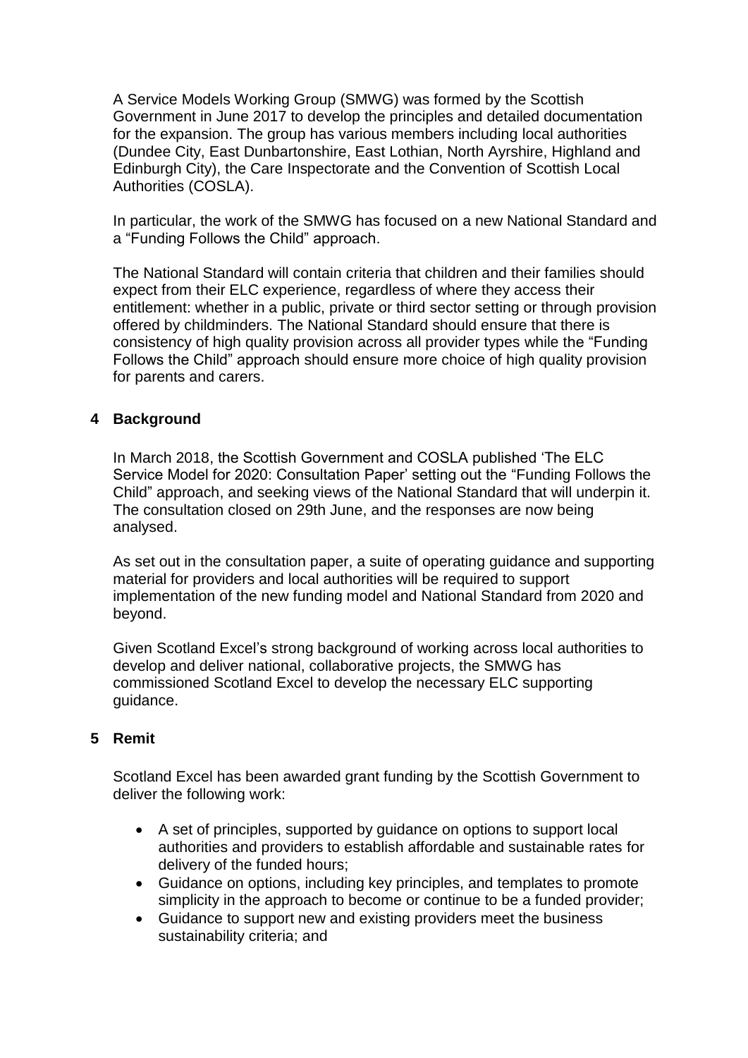A Service Models Working Group (SMWG) was formed by the Scottish Government in June 2017 to develop the principles and detailed documentation for the expansion. The group has various members including local authorities (Dundee City, East Dunbartonshire, East Lothian, North Ayrshire, Highland and Edinburgh City), the Care Inspectorate and the Convention of Scottish Local Authorities (COSLA).

In particular, the work of the SMWG has focused on a new National Standard and a "Funding Follows the Child" approach.

The National Standard will contain criteria that children and their families should expect from their ELC experience, regardless of where they access their entitlement: whether in a public, private or third sector setting or through provision offered by childminders. The National Standard should ensure that there is consistency of high quality provision across all provider types while the "Funding Follows the Child" approach should ensure more choice of high quality provision for parents and carers.

## 4 Background

In March 2018, the Scottish Government and COSLA published 'The ELC Service Model for 2020: Consultation Paper' setting out the "Funding Follows the Child" approach, and seeking views of the National Standard that will underpin it. The consultation closed on 29th June, and the responses are now being analysed.

As set out in the consultation paper, a suite of operating guidance and supporting material for providers and local authorities will be required to support implementation of the new funding model and National Standard from 2020 and beyond.

Given Scotland Excel's strong background of working across local authorities to develop and deliver national, collaborative projects, the SMWG has commissioned Scotland Excel to develop the necessary ELC supporting guidance.

## 5 Remit

Scotland Excel has been awarded grant funding by the Scottish Government to deliver the following work:

- A set of principles, supported by guidance on options to support local authorities and providers to establish affordable and sustainable rates for delivery of the funded hours;
- Guidance on options, including key principles, and templates to promote simplicity in the approach to become or continue to be a funded provider;
- Guidance to support new and existing providers meet the business sustainability criteria; and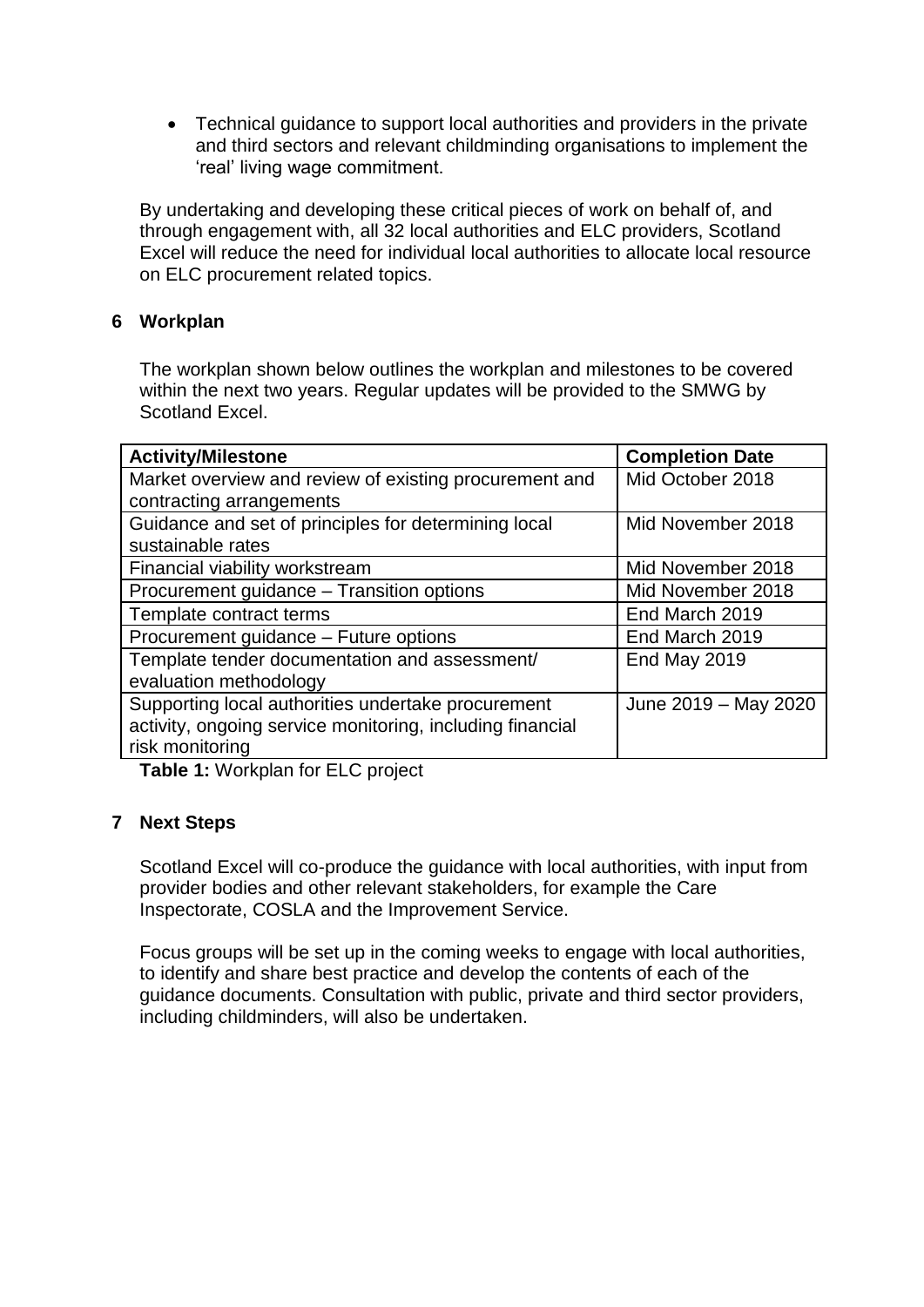- Technical guidance to support local authorities and providers in the private and third sectors and relevant childminding organisations to implement the 'real' living wage commitment.

By undertaking and developing these critical pieces of work on behalf of, and through engagement with, all 32 local authorities and ELC providers, Scotland Excel will reduce the need for individual local authorities to allocate local resource on ELC procurement related topics.

## 6 Workplan

The workplan shown below outlines the workplan and milestones to be covered within the next two years. Regular updates will be provided to the SMWG by Scotland Excel.

| Activity/Milestone | Completion Date |
|---|---|
| Market overview and review of existing procurement and contracting arrangements | Mid October 2018 |
| Guidance and set of principles for determining local sustainable rates | Mid November 2018 |
| Financial viability workstream | Mid November 2018 |
| Procurement guidance – Transition options | Mid November 2018 |
| Template contract terms | End March 2019 |
| Procurement guidance – Future options | End March 2019 |
| Template tender documentation and assessment/ evaluation methodology | End May 2019 |
| Supporting local authorities undertake procurement activity, ongoing service monitoring, including financial risk monitoring | June 2019 – May 2020 |

**Table 1:** Workplan for ELC project

## 7 Next Steps

Scotland Excel will co-produce the guidance with local authorities, with input from provider bodies and other relevant stakeholders, for example the Care Inspectorate, COSLA and the Improvement Service.

Focus groups will be set up in the coming weeks to engage with local authorities, to identify and share best practice and develop the contents of each of the guidance documents. Consultation with public, private and third sector providers, including childminders, will also be undertaken.